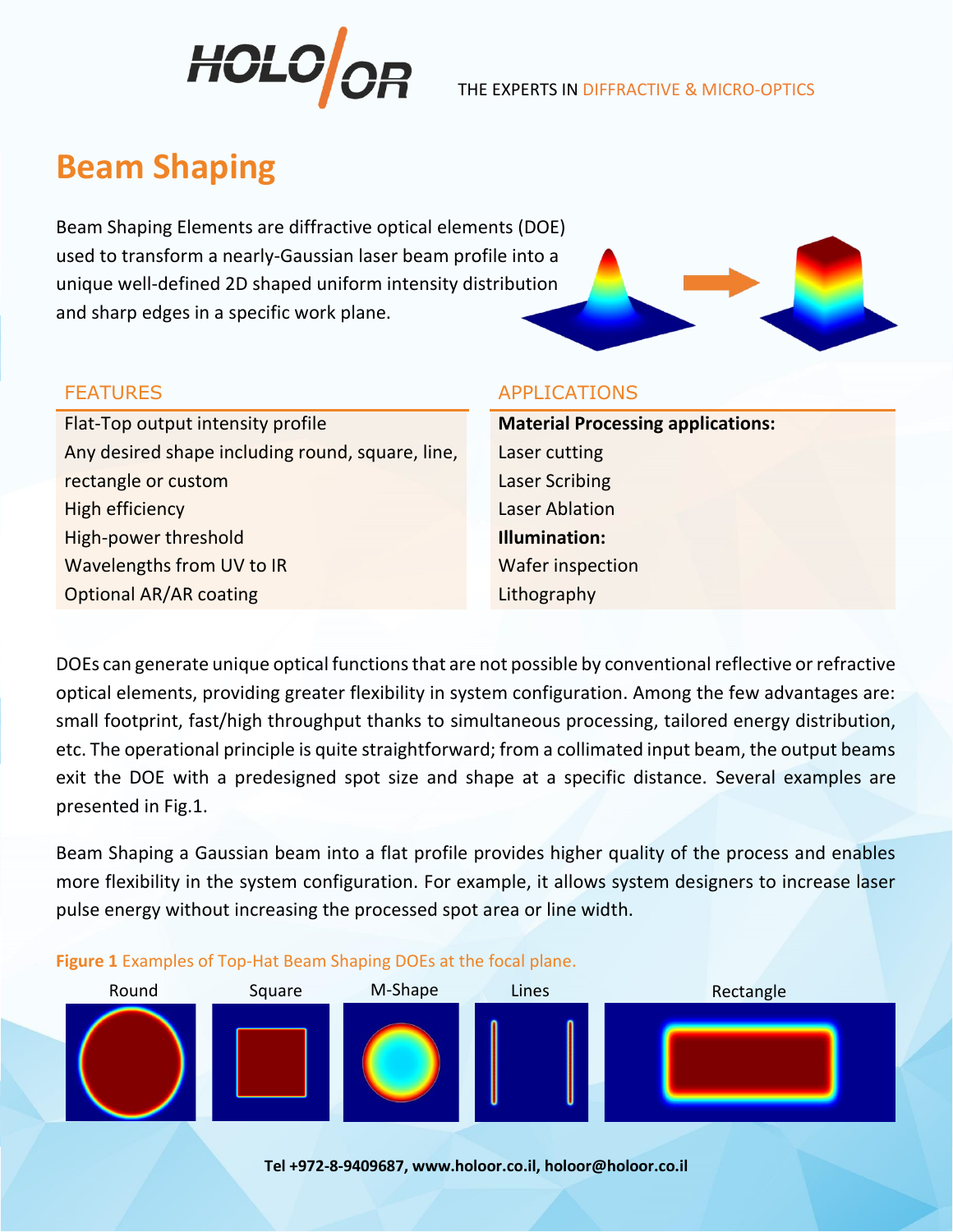# Beam Shaping

Beam Shaping Elements are diffractive optical elements (DOE) used to transform a nearly-Gaussian laser beam profile into a unique well-defined 2D shaped uniform intensity distribution and sharp edges in a specific work plane.

## FEATURES

- Flat-Top output intensity profile
- Any desired shape including round, square, line, rectangle or custom
- High efficiency
- High-power threshold
- Wavelengths from UV to IR
- Optional AR/AR coating

## APPLICATIONS

**Material Processing applications:**

- Laser cutting
- Laser Scribing
- Laser Ablation

**Illumination:**

- Wafer inspection
- Lithography

DOEs can generate unique optical functions that are not possible by conventional reflective or refractive optical elements, providing greater flexibility in system configuration. Among the few advantages are: small footprint, fast/high throughput thanks to simultaneous processing, tailored energy distribution, etc. The operational principle is quite straightforward; from a collimated input beam, the output beams exit the DOE with a predesigned spot size and shape at a specific distance. Several examples are presented in Fig.1.

Beam Shaping a Gaussian beam into a flat profile provides higher quality of the process and enables more flexibility in the system configuration. For example, it allows system designers to increase laser pulse energy without increasing the processed spot area or line width.

**Figure 1** Examples of Top-Hat Beam Shaping DOEs at the focal plane.

Round | Square | M-Shape | Lines | Rectangle

Tel +972-8-9409687, www.holoor.co.il, holoor@holoor.co.il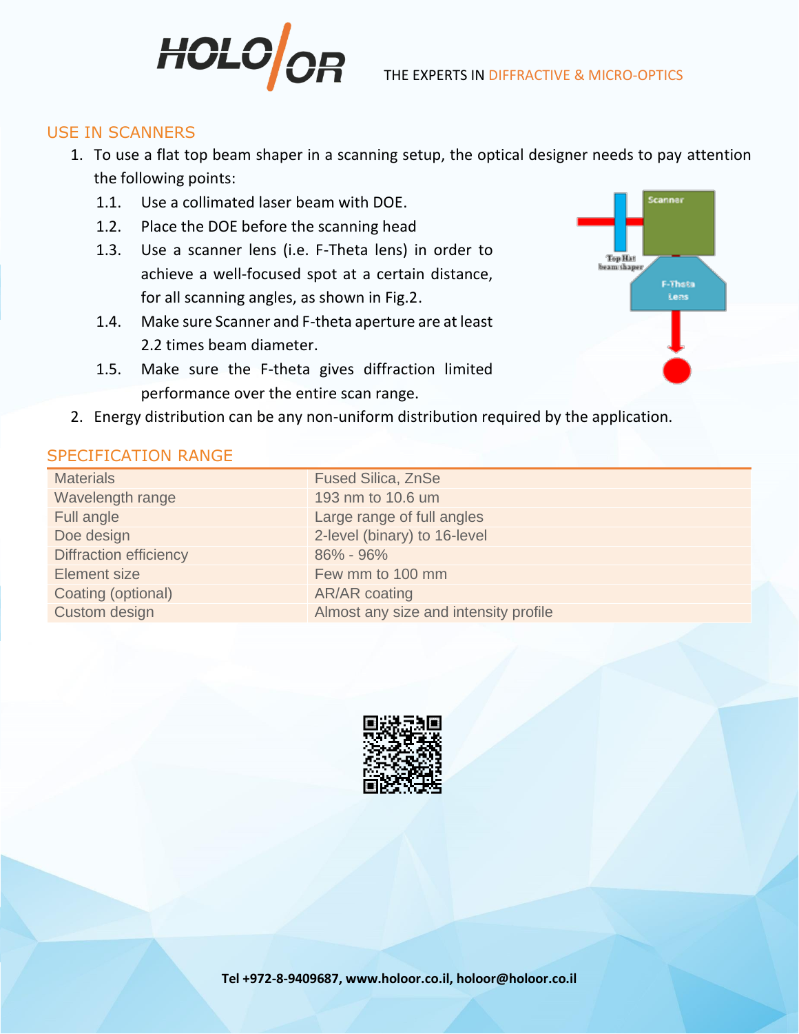## USE IN SCANNERS

1. To use a flat top beam shaper in a scanning setup, the optical designer needs to pay attention the following points:
   1.1. Use a collimated laser beam with DOE.
   1.2. Place the DOE before the scanning head
   1.3. Use a scanner lens (i.e. F-Theta lens) in order to achieve a well-focused spot at a certain distance, for all scanning angles, as shown in Fig.2.
   1.4. Make sure Scanner and F-theta aperture are at least 2.2 times beam diameter.
   1.5. Make sure the F-theta gives diffraction limited performance over the entire scan range.
2. Energy distribution can be any non-uniform distribution required by the application.

Scanner
Top Hat beam shaper
F-Theta Lens

## SPECIFICATION RANGE

| | |
|---|---|
| Materials | Fused Silica, ZnSe |
| Wavelength range | 193 nm to 10.6 um |
| Full angle | Large range of full angles |
| Doe design | 2-level (binary) to 16-level |
| Diffraction efficiency | 86% - 96% |
| Element size | Few mm to 100 mm |
| Coating (optional) | AR/AR coating |
| Custom design | Almost any size and intensity profile |

**Tel +972-8-9409687, www.holoor.co.il, holoor@holoor.co.il**